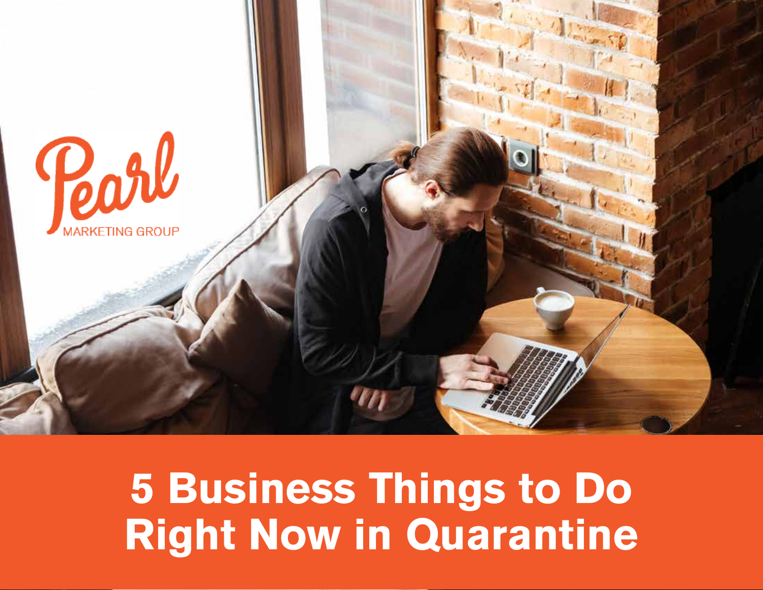Pearl

MARKETING GROUP

# 5 Business Things to Do Right Now in Quarantine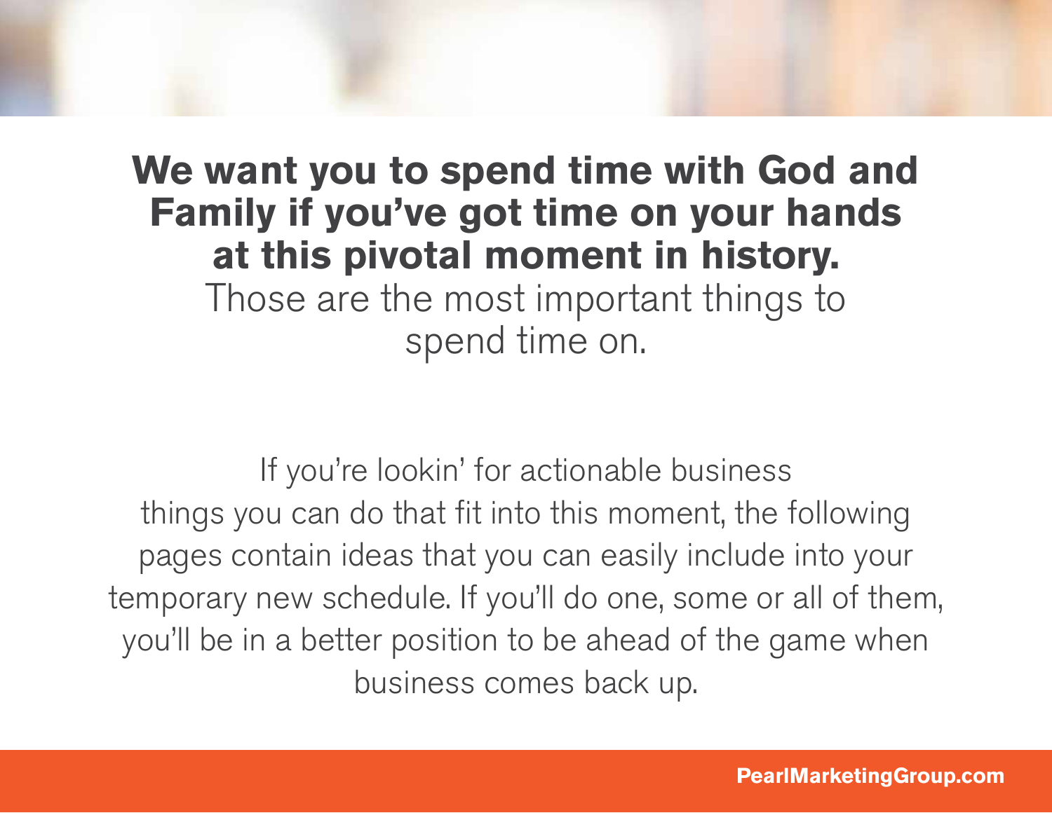**We want you to spend time with God and Family if you've got time on your hands at this pivotal moment in history.**

Those are the most important things to spend time on.

If you're lookin' for actionable business things you can do that fit into this moment, the following pages contain ideas that you can easily include into your temporary new schedule. If you'll do one, some or all of them, you'll be in a better position to be ahead of the game when business comes back up.

PearlMarketingGroup.com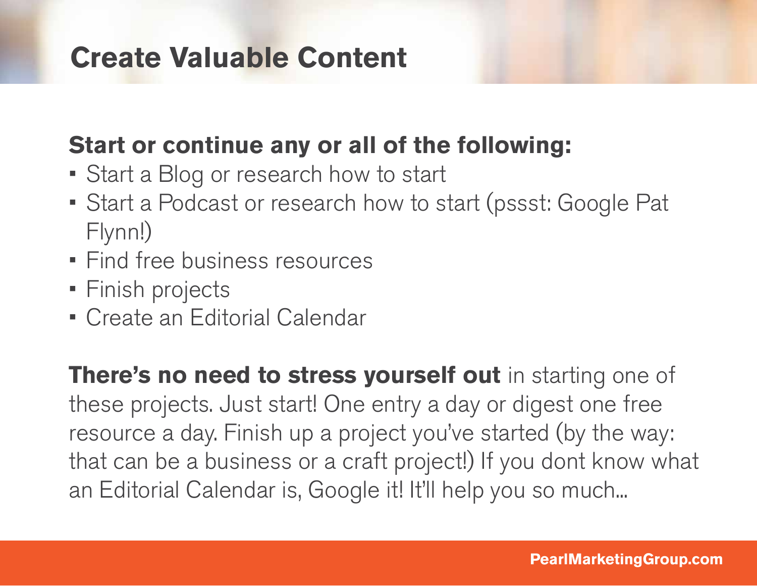# Create Valuable Content

**Start or continue any or all of the following:**

- Start a Blog or research how to start
- Start a Podcast or research how to start (pssst: Google Pat Flynn!)
- Find free business resources
- Finish projects
- Create an Editorial Calendar

**There's no need to stress yourself out** in starting one of these projects. Just start! One entry a day or digest one free resource a day. Finish up a project you've started (by the way: that can be a business or a craft project!) If you dont know what an Editorial Calendar is, Google it! It'll help you so much...

PearlMarketingGroup.com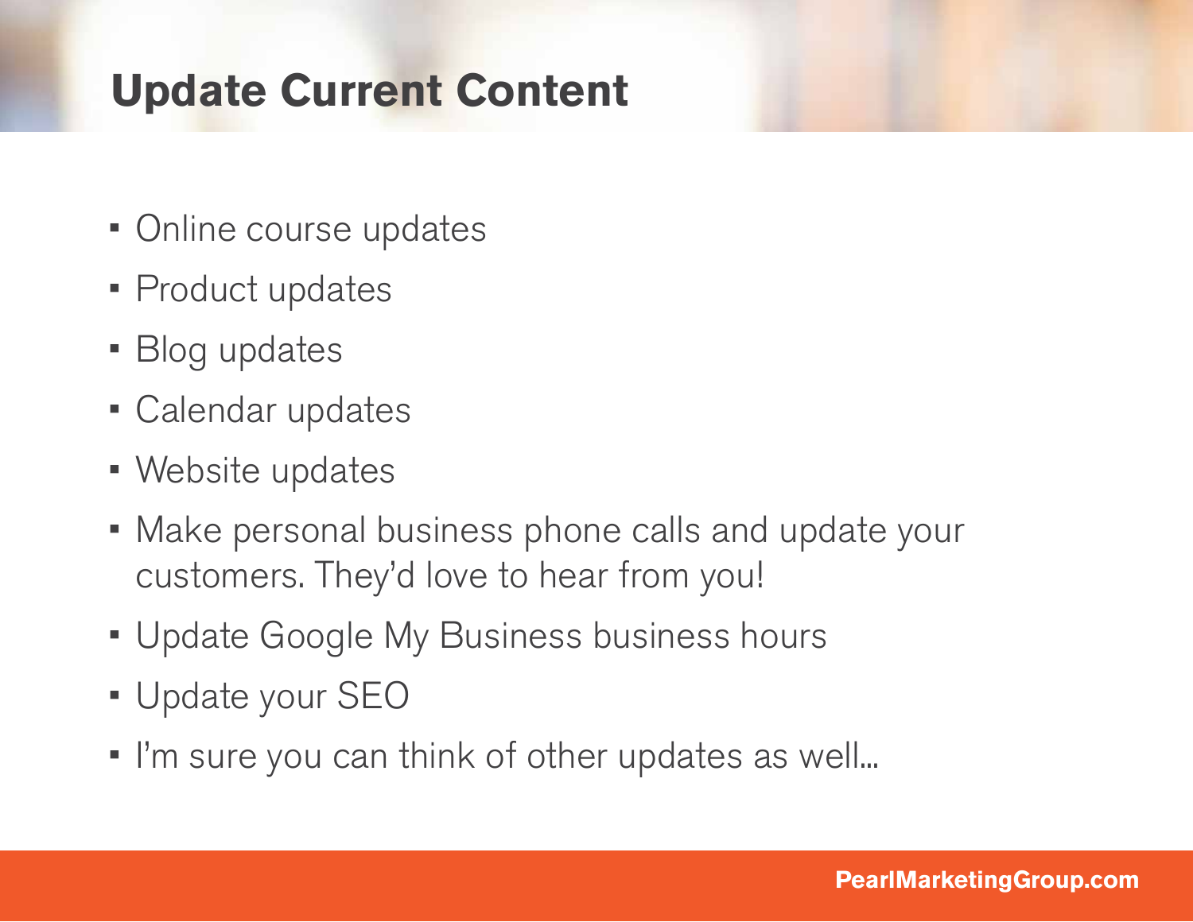## Update Current Content

- Online course updates
- Product updates
- Blog updates
- Calendar updates
- Website updates
- Make personal business phone calls and update your customers. They'd love to hear from you!
- Update Google My Business business hours
- Update your SEO
- I'm sure you can think of other updates as well…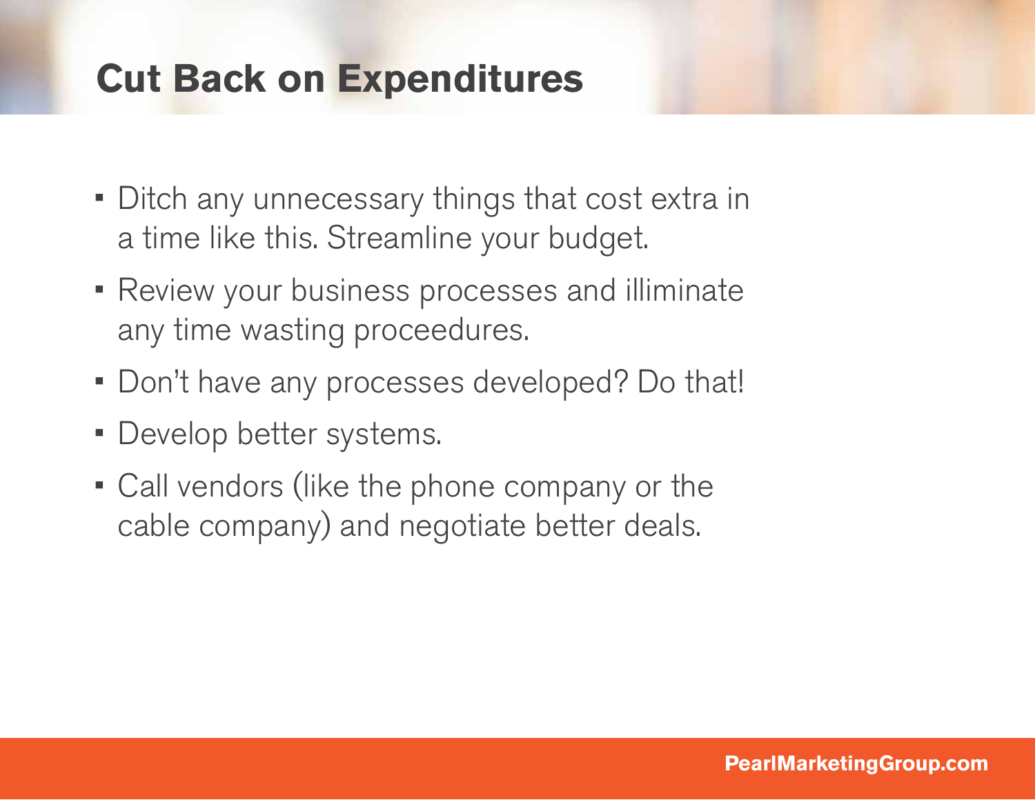# Cut Back on Expenditures

- Ditch any unnecessary things that cost extra in a time like this. Streamline your budget.
- Review your business processes and illiminate any time wasting proceedures.
- Don't have any processes developed? Do that!
- Develop better systems.
- Call vendors (like the phone company or the cable company) and negotiate better deals.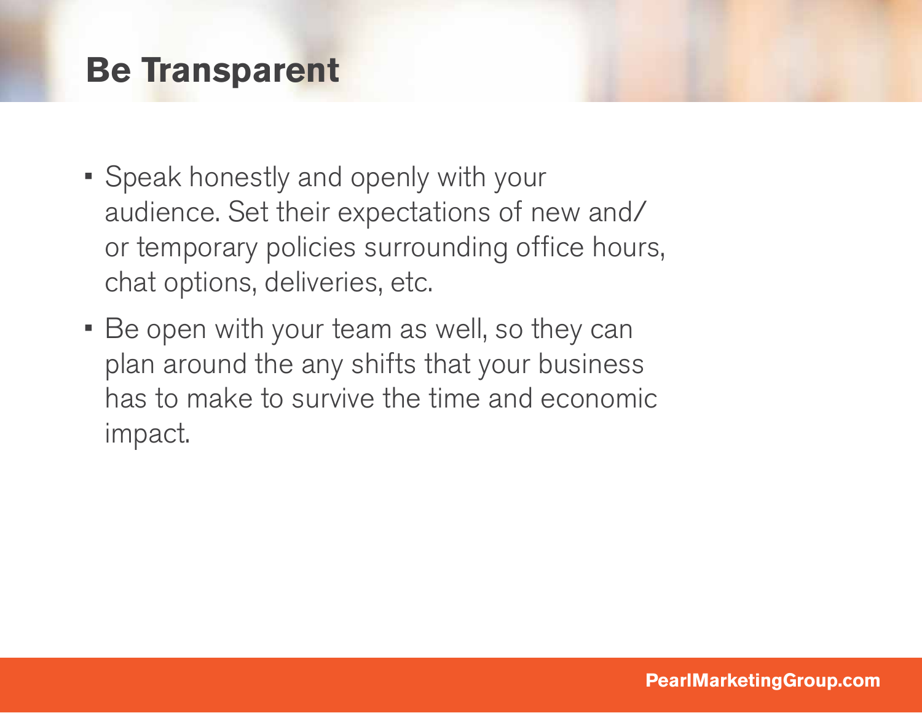# Be Transparent

- Speak honestly and openly with your audience. Set their expectations of new and/or temporary policies surrounding office hours, chat options, deliveries, etc.
- Be open with your team as well, so they can plan around the any shifts that your business has to make to survive the time and economic impact.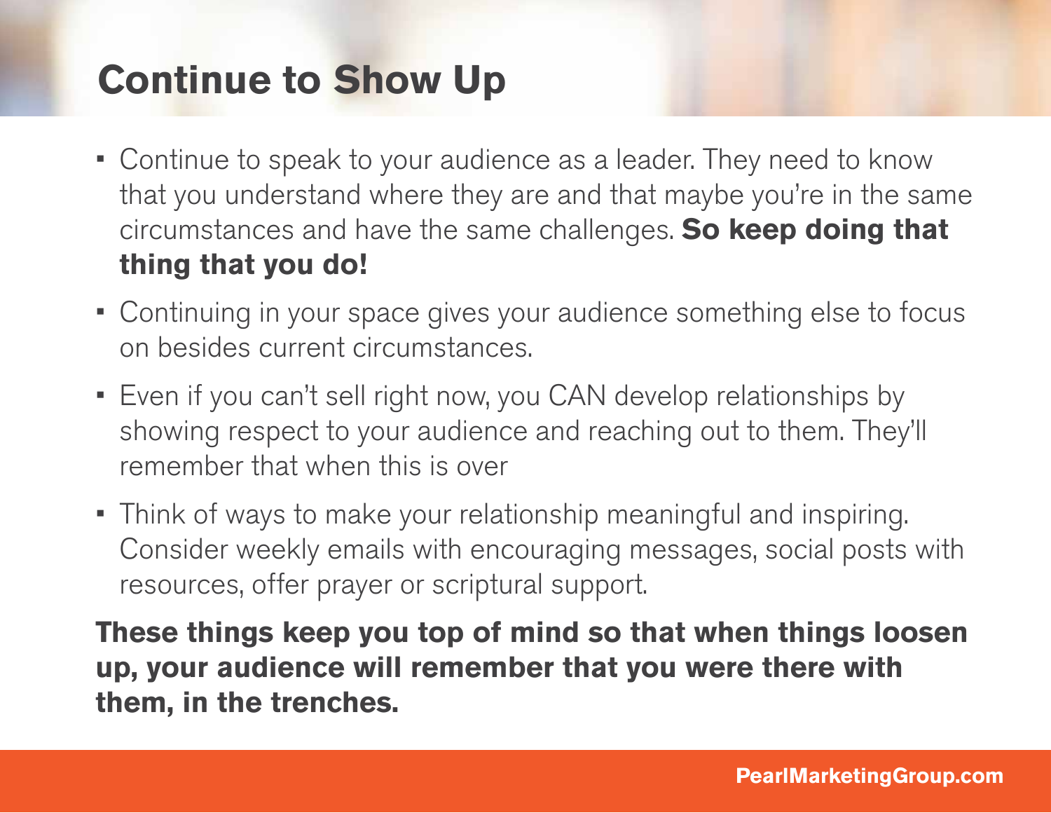# Continue to Show Up

- Continue to speak to your audience as a leader. They need to know that you understand where they are and that maybe you're in the same circumstances and have the same challenges. **So keep doing that thing that you do!**
- Continuing in your space gives your audience something else to focus on besides current circumstances.
- Even if you can't sell right now, you CAN develop relationships by showing respect to your audience and reaching out to them. They'll remember that when this is over
- Think of ways to make your relationship meaningful and inspiring. Consider weekly emails with encouraging messages, social posts with resources, offer prayer or scriptural support.

**These things keep you top of mind so that when things loosen up, your audience will remember that you were there with them, in the trenches.**

**PearlMarketingGroup.com**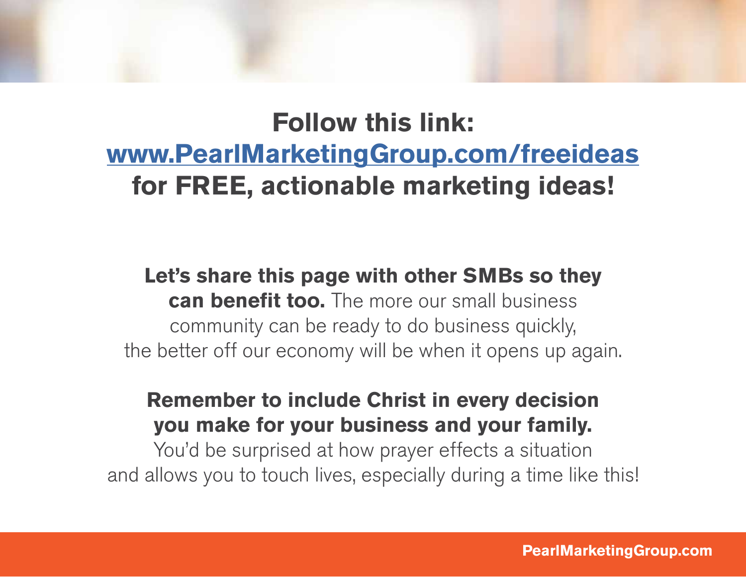## Follow this link: www.PearlMarketingGroup.com/freeideas for FREE, actionable marketing ideas!

**Let's share this page with other SMBs so they can benefit too.** The more our small business community can be ready to do business quickly, the better off our economy will be when it opens up again.

**Remember to include Christ in every decision you make for your business and your family.** You'd be surprised at how prayer effects a situation and allows you to touch lives, especially during a time like this!

PearlMarketingGroup.com